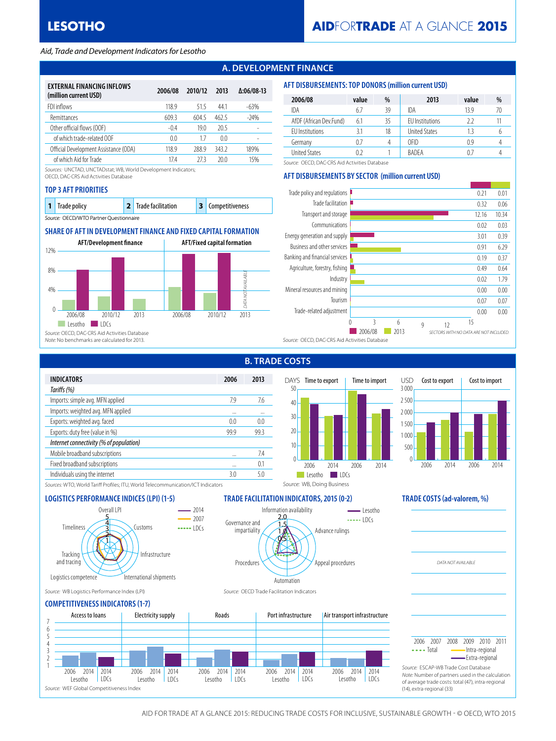# LESOTHO

## AIDFORTRADE AT A GLANCE 2015

*Aid, Trade and Development Indicators for Lesotho*

## A. DEVELOPMENT FINANCE

| EXTERNAL FINANCING INFLOWS (million current USD) | 2006/08 | 2010/12 | 2013 | Δ:06/08-13 |
|---|---|---|---|---|
| FDI inflows | 118.9 | 51.5 | 44.1 | -63% |
| Remittances | 609.3 | 604.5 | 462.5 | -24% |
| Other official flows (OOF) | -0.4 | 19.0 | 20.5 | - |
| of which trade-related OOF | 0.0 | 1.7 | 0.0 | - |
| Official Development Assistance (ODA) | 118.9 | 288.9 | 343.2 | 189% |
| of which Aid for Trade | 17.4 | 27.3 | 20.0 | 15% |

Sources: UNCTAD, UNCTADstat; WB, World Development Indicators; OECD, DAC-CRS Aid Activities Database

### TOP 3 AFT PRIORITIES

| 1 | Trade policy | 2 | Trade facilitation | 3 | Competitiveness |
|---|---|---|---|---|---|

Source: OECD/WTO Partner Questionnaire

### SHARE OF AFT IN DEVELOPMENT FINANCE AND FIXED CAPITAL FORMATION

AFT/Development finance; AFT/Fixed capital formation (2013: DATA NOT AVAILABLE). Legend: Lesotho, LDCs

Source: OECD, DAC-CRS Aid Activities Database
Note: No benchmarks are calculated for 2013.

### AFT DISBURSEMENTS: TOP DONORS (million current USD)

| 2006/08 | value | % | 2013 | value | % |
|---|---|---|---|---|---|
| IDA | 6.7 | 39 | IDA | 13.9 | 70 |
| AfDF (African Dev.Fund) | 6.1 | 35 | EU Institutions | 2.2 | 11 |
| EU Institutions | 3.1 | 18 | United States | 1.3 | 6 |
| Germany | 0.7 | 4 | OFID | 0.9 | 4 |
| United States | 0.2 | 1 | BADEA | 0.7 | 4 |

Source: OECD, DAC-CRS Aid Activities Database

### AFT DISBURSEMENTS BY SECTOR (million current USD)

| Sector | 2006/08 | 2013 |
|---|---|---|
| Trade policy and regulations | 0.21 | 0.01 |
| Trade facilitation | 0.32 | 0.06 |
| Transport and storage | 12.16 | 10.34 |
| Communications | 0.02 | 0.03 |
| Energy generation and supply | 3.01 | 0.39 |
| Business and other services | 0.91 | 6.29 |
| Banking and financial services | 0.19 | 0.37 |
| Agriculture, forestry, fishing | 0.49 | 0.64 |
| Industry | 0.02 | 1.79 |
| Mineral resources and mining | 0.00 | 0.00 |
| Tourism | 0.07 | 0.07 |
| Trade-related adjustment | 0.00 | 0.00 |

SECTORS WITH NO DATA ARE NOT INCLUDED.

Source: OECD, DAC-CRS Aid Activities Database

## B. TRADE COSTS

| INDICATORS | 2006 | 2013 |
|---|---|---|
| *Tariffs (%)* | | |
| Imports: simple avg. MFN applied | 7.9 | 7.6 |
| Imports: weighted avg. MFN applied | ... | ... |
| Exports: weighted avg. faced | 0.0 | 0.0 |
| Exports: duty free (value in %) | 99.9 | 99.3 |
| *Internet connectivity (% of population)* | | |
| Mobile broadband subscriptions | ... | 7.4 |
| Fixed broadband subscriptions | ... | 0.1 |
| Individuals using the internet | 3.0 | 5.0 |

Sources: WTO, World Tariff Profiles; ITU, World Telecommunication/ICT Indicators

DAYS: Time to export; Time to import. USD: Cost to export; Cost to import (2006, 2014; Lesotho, LDCs)

Source: WB, Doing Business

### LOGISTICS PERFORMANCE INDICES (LPI) (1-5)

Overall LPI, Customs, Infrastructure, International shipments, Logistics competence, Tracking and tracing, Timeliness (2014, 2007, LDCs)

Source: WB Logistics Performance Index (LPI)

### TRADE FACILITATION INDICATORS, 2015 (0-2)

Information availability, Advance rulings, Appeal procedures, Automation, Procedures, Governance and impartiality (Lesotho, LDCs)

Source: OECD Trade Facilitation Indicators

### TRADE COSTS (ad-valorem, %)

DATA NOT AVAILABLE

2006 2007 2008 2009 2010 2011 — Total, Intra-regional, Extra-regional

Source: ESCAP-WB Trade Cost Database
Note: Number of partners used in the calculation of average trade costs: total (47), intra-regional (14), extra-regional (33)

### COMPETITIVENESS INDICATORS (1-7)

Access to loans, Electricity supply, Roads, Port infrastructure, Air transport infrastructure (2006, 2014 Lesotho; 2014 LDCs)

Source: WEF Global Competitiveness Index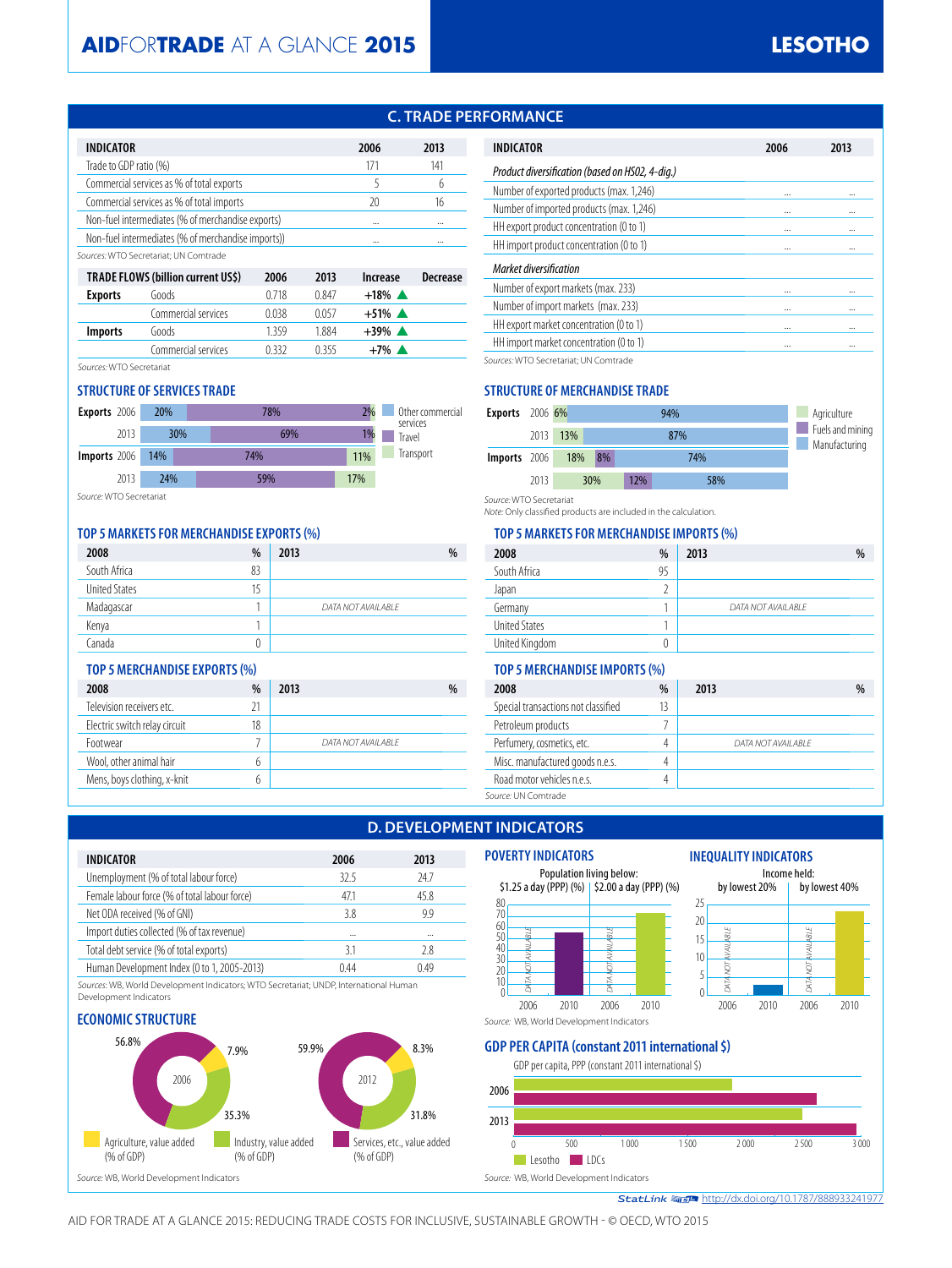# C. TRADE PERFORMANCE

| INDICATOR | 2006 | 2013 |
|---|---|---|
| Trade to GDP ratio (%) | 171 | 141 |
| Commercial services as % of total exports | 5 | 6 |
| Commercial services as % of total imports | 20 | 16 |
| Non-fuel intermediates (% of merchandise exports) | ... | ... |
| Non-fuel intermediates (% of merchandise imports)) | ... | ... |

*Sources:* WTO Secretariat; UN Comtrade

| TRADE FLOWS (billion current US$) | | 2006 | 2013 | Increase | Decrease |
|---|---|---|---|---|---|
| Exports | Goods | 0.718 | 0.847 | +18% ▲ | |
| | Commercial services | 0.038 | 0.057 | +51% ▲ | |
| Imports | Goods | 1.359 | 1.884 | +39% ▲ | |
| | Commercial services | 0.332 | 0.355 | +7% ▲ | |

*Sources:* WTO Secretariat

| INDICATOR | 2006 | 2013 |
|---|---|---|
| *Product diversification (based on HS02, 4-dig.)* | | |
| Number of exported products (max. 1,246) | ... | ... |
| Number of imported products (max. 1,246) | ... | ... |
| HH export product concentration (0 to 1) | ... | ... |
| HH import product concentration (0 to 1) | ... | ... |
| *Market diversification* | | |
| Number of export markets (max. 233) | ... | ... |
| Number of import markets (max. 233) | ... | ... |
| HH export market concentration (0 to 1) | ... | ... |
| HH import market concentration (0 to 1) | ... | ... |

*Sources:* WTO Secretariat; UN Comtrade

## STRUCTURE OF SERVICES TRADE

Exports 2006: 20% 78% 2%
2013: 30% 69% 1%
Imports 2006: 14% 74% 11%
2013: 24% 59% 17%

Other commercial services
Travel
Transport

*Source:* WTO Secretariat

## STRUCTURE OF MERCHANDISE TRADE

Exports 2006: 6% 94%
2013: 13% 87%
Imports 2006: 18% 8% 74%
2013: 30% 12% 58%

Agriculture
Fuels and mining
Manufacturing

*Source:* WTO Secretariat
*Note:* Only classified products are included in the calculation.

## TOP 5 MARKETS FOR MERCHANDISE EXPORTS (%)

| 2008 | % | 2013 | % |
|---|---|---|---|
| South Africa | 83 | | |
| United States | 15 | | |
| Madagascar | 1 | DATA NOT AVAILABLE | |
| Kenya | 1 | | |
| Canada | 0 | | |

## TOP 5 MARKETS FOR MERCHANDISE IMPORTS (%)

| 2008 | % | 2013 | % |
|---|---|---|---|
| South Africa | 95 | | |
| Japan | 2 | | |
| Germany | 1 | DATA NOT AVAILABLE | |
| United States | 1 | | |
| United Kingdom | 0 | | |

## TOP 5 MERCHANDISE EXPORTS (%)

| 2008 | % | 2013 | % |
|---|---|---|---|
| Television receivers etc. | 21 | | |
| Electric switch relay circuit | 18 | | |
| Footwear | 7 | DATA NOT AVAILABLE | |
| Wool, other animal hair | 6 | | |
| Mens, boys clothing, x-knit | 6 | | |

## TOP 5 MERCHANDISE IMPORTS (%)

| 2008 | % | 2013 | % |
|---|---|---|---|
| Special transactions not classified | 13 | | |
| Petroleum products | 7 | | |
| Perfumery, cosmetics, etc. | 4 | DATA NOT AVAILABLE | |
| Misc. manufactured goods n.e.s. | 4 | | |
| Road motor vehicles n.e.s. | 4 | | |

*Source:* UN Comtrade

# D. DEVELOPMENT INDICATORS

| INDICATOR | 2006 | 2013 |
|---|---|---|
| Unemployment (% of total labour force) | 32.5 | 24.7 |
| Female labour force (% of total labour force) | 47.1 | 45.8 |
| Net ODA received (% of GNI) | 3.8 | 9.9 |
| Import duties collected (% of tax revenue) | ... | ... |
| Total debt service (% of total exports) | 3.1 | 2.8 |
| Human Development Index (0 to 1, 2005-2013) | 0.44 | 0.49 |

*Sources:* WB, World Development Indicators; WTO Secretariat; UNDP, International Human Development Indicators

## ECONOMIC STRUCTURE

2006: 56.8% 7.9% 35.3%
2012: 59.9% 8.3% 31.8%

Agriculture, value added (% of GDP)
Industry, value added (% of GDP)
Services, etc., value added (% of GDP)

*Source:* WB, World Development Indicators

## POVERTY INDICATORS

Population living below:
$1.25 a day (PPP) (%) | $2.00 a day (PPP) (%)
80 70 60 50 40 30 20 10 0
DATA NOT AVAILABLE
2006 2010 2006 2010

## INEQUALITY INDICATORS

Income held:
by lowest 20% | by lowest 40%
25 20 15 10 5 0
DATA NOT AVAILABLE
2006 2010 2006 2010

*Source:* WB, World Development Indicators

## GDP PER CAPITA (constant 2011 international $)

GDP per capita, PPP (constant 2011 international $)
2006
2013
0 500 1 000 1 500 2 000 2 500 3 000
Lesotho LDCs

*Source:* WB, World Development Indicators

StatLink http://dx.doi.org/10.1787/888933241977